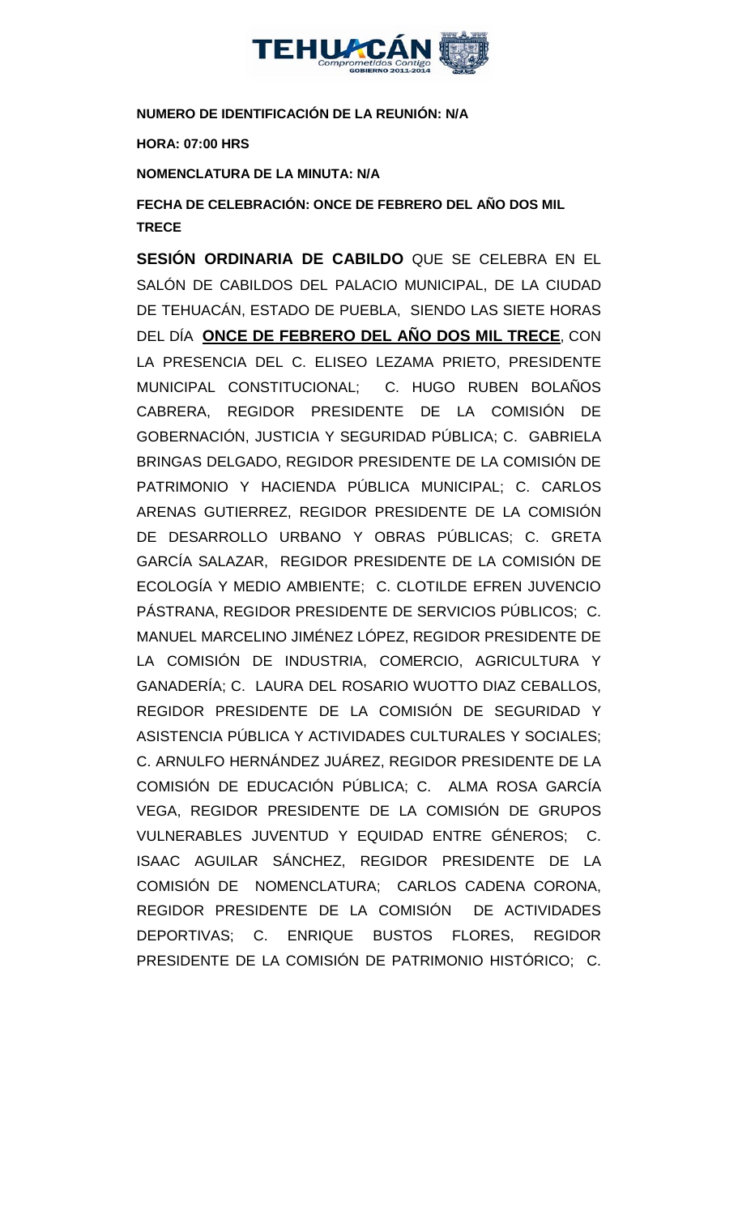**NUMERO DE IDENTIFICACIÓN DE LA REUNIÓN: N/A**

**HORA: 07:00 HRS**

**NOMENCLATURA DE LA MINUTA: N/A**

**FECHA DE CELEBRACIÓN: ONCE DE FEBRERO DEL AÑO DOS MIL TRECE**

**SESIÓN ORDINARIA DE CABILDO** QUE SE CELEBRA EN EL SALÓN DE CABILDOS DEL PALACIO MUNICIPAL, DE LA CIUDAD DE TEHUACÁN, ESTADO DE PUEBLA, SIENDO LAS SIETE HORAS DEL DÍA **ONCE DE FEBRERO DEL AÑO DOS MIL TRECE**, CON LA PRESENCIA DEL C. ELISEO LEZAMA PRIETO, PRESIDENTE MUNICIPAL CONSTITUCIONAL; C. HUGO RUBEN BOLAÑOS CABRERA, REGIDOR PRESIDENTE DE LA COMISIÓN DE GOBERNACIÓN, JUSTICIA Y SEGURIDAD PÚBLICA; C. GABRIELA BRINGAS DELGADO, REGIDOR PRESIDENTE DE LA COMISIÓN DE PATRIMONIO Y HACIENDA PÚBLICA MUNICIPAL; C. CARLOS ARENAS GUTIERREZ, REGIDOR PRESIDENTE DE LA COMISIÓN DE DESARROLLO URBANO Y OBRAS PÚBLICAS; C. GRETA GARCÍA SALAZAR, REGIDOR PRESIDENTE DE LA COMISIÓN DE ECOLOGÍA Y MEDIO AMBIENTE; C. CLOTILDE EFREN JUVENCIO PÁSTRANA, REGIDOR PRESIDENTE DE SERVICIOS PÚBLICOS; C. MANUEL MARCELINO JIMÉNEZ LÓPEZ, REGIDOR PRESIDENTE DE LA COMISIÓN DE INDUSTRIA, COMERCIO, AGRICULTURA Y GANADERÍA; C. LAURA DEL ROSARIO WUOTTO DIAZ CEBALLOS, REGIDOR PRESIDENTE DE LA COMISIÓN DE SEGURIDAD Y ASISTENCIA PÚBLICA Y ACTIVIDADES CULTURALES Y SOCIALES; C. ARNULFO HERNÁNDEZ JUÁREZ, REGIDOR PRESIDENTE DE LA COMISIÓN DE EDUCACIÓN PÚBLICA; C. ALMA ROSA GARCÍA VEGA, REGIDOR PRESIDENTE DE LA COMISIÓN DE GRUPOS VULNERABLES JUVENTUD Y EQUIDAD ENTRE GÉNEROS; C. ISAAC AGUILAR SÁNCHEZ, REGIDOR PRESIDENTE DE LA COMISIÓN DE NOMENCLATURA; CARLOS CADENA CORONA, REGIDOR PRESIDENTE DE LA COMISIÓN DE ACTIVIDADES DEPORTIVAS; C. ENRIQUE BUSTOS FLORES, REGIDOR PRESIDENTE DE LA COMISIÓN DE PATRIMONIO HISTÓRICO; C.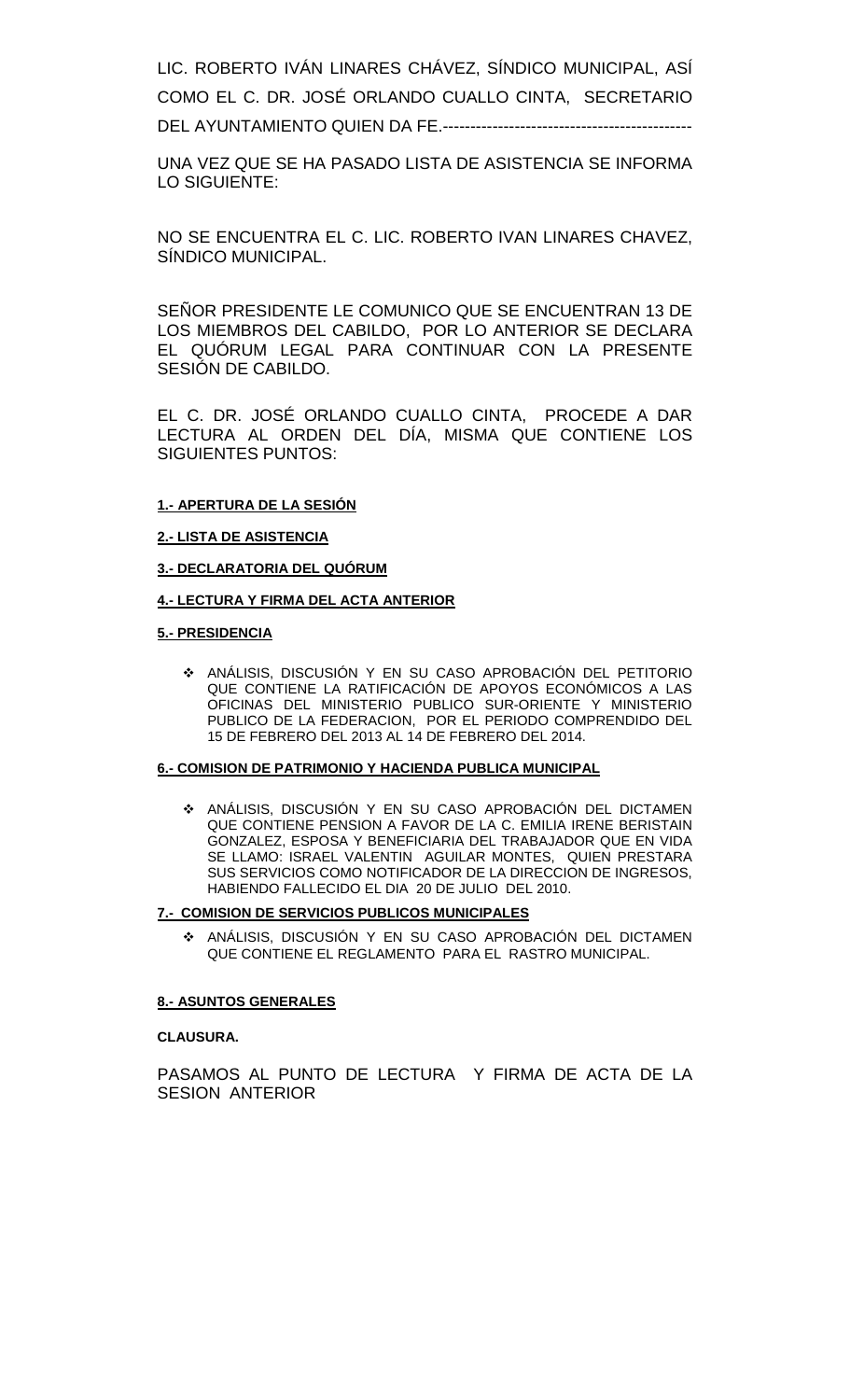LIC. ROBERTO IVÁN LINARES CHÁVEZ, SÍNDICO MUNICIPAL, ASÍ COMO EL C. DR. JOSÉ ORLANDO CUALLO CINTA, SECRETARIO DEL AYUNTAMIENTO QUIEN DA FE.---------------------------------------------

UNA VEZ QUE SE HA PASADO LISTA DE ASISTENCIA SE INFORMA LO SIGUIENTE:

NO SE ENCUENTRA EL C. LIC. ROBERTO IVAN LINARES CHAVEZ, SÍNDICO MUNICIPAL.

SEÑOR PRESIDENTE LE COMUNICO QUE SE ENCUENTRAN 13 DE LOS MIEMBROS DEL CABILDO, POR LO ANTERIOR SE DECLARA EL QUÓRUM LEGAL PARA CONTINUAR CON LA PRESENTE SESIÓN DE CABILDO.

EL C. DR. JOSÉ ORLANDO CUALLO CINTA, PROCEDE A DAR LECTURA AL ORDEN DEL DÍA, MISMA QUE CONTIENE LOS SIGUIENTES PUNTOS:

**1.- APERTURA DE LA SESIÓN**

**2.- LISTA DE ASISTENCIA**

**3.- DECLARATORIA DEL QUÓRUM**

**4.- LECTURA Y FIRMA DEL ACTA ANTERIOR**

**5.- PRESIDENCIA**

- ANÁLISIS, DISCUSIÓN Y EN SU CASO APROBACIÓN DEL PETITORIO QUE CONTIENE LA RATIFICACIÓN DE APOYOS ECONÓMICOS A LAS OFICINAS DEL MINISTERIO PUBLICO SUR-ORIENTE Y MINISTERIO PUBLICO DE LA FEDERACION, POR EL PERIODO COMPRENDIDO DEL 15 DE FEBRERO DEL 2013 AL 14 DE FEBRERO DEL 2014.

**6.- COMISION DE PATRIMONIO Y HACIENDA PUBLICA MUNICIPAL**

- ANÁLISIS, DISCUSIÓN Y EN SU CASO APROBACIÓN DEL DICTAMEN QUE CONTIENE PENSION A FAVOR DE LA C. EMILIA IRENE BERISTAIN GONZALEZ, ESPOSA Y BENEFICIARIA DEL TRABAJADOR QUE EN VIDA SE LLAMO: ISRAEL VALENTIN AGUILAR MONTES, QUIEN PRESTARA SUS SERVICIOS COMO NOTIFICADOR DE LA DIRECCION DE INGRESOS, HABIENDO FALLECIDO EL DIA 20 DE JULIO DEL 2010.

**7.- COMISION DE SERVICIOS PUBLICOS MUNICIPALES**

- ANÁLISIS, DISCUSIÓN Y EN SU CASO APROBACIÓN DEL DICTAMEN QUE CONTIENE EL REGLAMENTO PARA EL RASTRO MUNICIPAL.

**8.- ASUNTOS GENERALES**

**CLAUSURA.**

PASAMOS AL PUNTO DE LECTURA Y FIRMA DE ACTA DE LA SESION ANTERIOR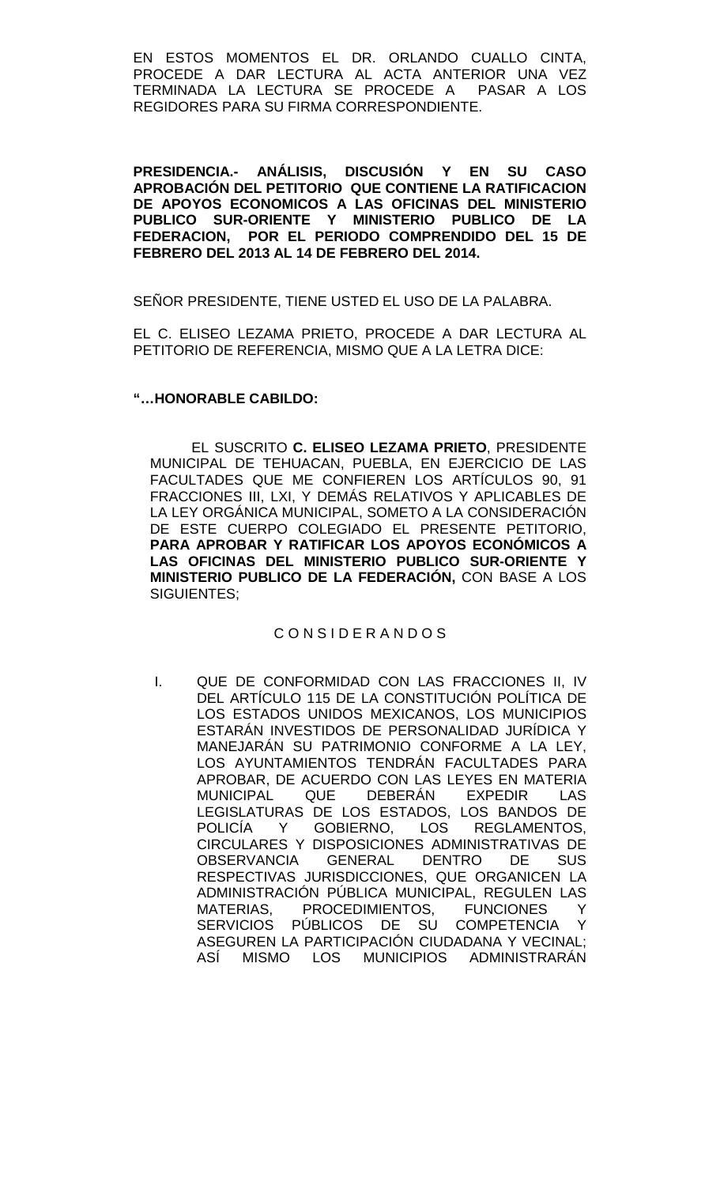EN ESTOS MOMENTOS EL DR. ORLANDO CUALLO CINTA, PROCEDE A DAR LECTURA AL ACTA ANTERIOR UNA VEZ TERMINADA LA LECTURA SE PROCEDE A PASAR A LOS REGIDORES PARA SU FIRMA CORRESPONDIENTE.

**PRESIDENCIA.- ANÁLISIS, DISCUSIÓN Y EN SU CASO APROBACIÓN DEL PETITORIO QUE CONTIENE LA RATIFICACION DE APOYOS ECONOMICOS A LAS OFICINAS DEL MINISTERIO PUBLICO SUR-ORIENTE Y MINISTERIO PUBLICO DE LA FEDERACION, POR EL PERIODO COMPRENDIDO DEL 15 DE FEBRERO DEL 2013 AL 14 DE FEBRERO DEL 2014.**

SEÑOR PRESIDENTE, TIENE USTED EL USO DE LA PALABRA.

EL C. ELISEO LEZAMA PRIETO, PROCEDE A DAR LECTURA AL PETITORIO DE REFERENCIA, MISMO QUE A LA LETRA DICE:

**"…HONORABLE CABILDO:**

EL SUSCRITO **C. ELISEO LEZAMA PRIETO**, PRESIDENTE MUNICIPAL DE TEHUACAN, PUEBLA, EN EJERCICIO DE LAS FACULTADES QUE ME CONFIEREN LOS ARTÍCULOS 90, 91 FRACCIONES III, LXI, Y DEMÁS RELATIVOS Y APLICABLES DE LA LEY ORGÁNICA MUNICIPAL, SOMETO A LA CONSIDERACIÓN DE ESTE CUERPO COLEGIADO EL PRESENTE PETITORIO, **PARA APROBAR Y RATIFICAR LOS APOYOS ECONÓMICOS A LAS OFICINAS DEL MINISTERIO PUBLICO SUR-ORIENTE Y MINISTERIO PUBLICO DE LA FEDERACIÓN,** CON BASE A LOS SIGUIENTES;

C O N S I D E R A N D O S

I. QUE DE CONFORMIDAD CON LAS FRACCIONES II, IV DEL ARTÍCULO 115 DE LA CONSTITUCIÓN POLÍTICA DE LOS ESTADOS UNIDOS MEXICANOS, LOS MUNICIPIOS ESTARÁN INVESTIDOS DE PERSONALIDAD JURÍDICA Y MANEJARÁN SU PATRIMONIO CONFORME A LA LEY, LOS AYUNTAMIENTOS TENDRÁN FACULTADES PARA APROBAR, DE ACUERDO CON LAS LEYES EN MATERIA MUNICIPAL QUE DEBERÁN EXPEDIR LAS LEGISLATURAS DE LOS ESTADOS, LOS BANDOS DE POLICÍA Y GOBIERNO, LOS REGLAMENTOS, CIRCULARES Y DISPOSICIONES ADMINISTRATIVAS DE OBSERVANCIA GENERAL DENTRO DE SUS RESPECTIVAS JURISDICCIONES, QUE ORGANICEN LA ADMINISTRACIÓN PÚBLICA MUNICIPAL, REGULEN LAS MATERIAS, PROCEDIMIENTOS, FUNCIONES Y SERVICIOS PÚBLICOS DE SU COMPETENCIA Y ASEGUREN LA PARTICIPACIÓN CIUDADANA Y VECINAL; ASÍ MISMO LOS MUNICIPIOS ADMINISTRARÁN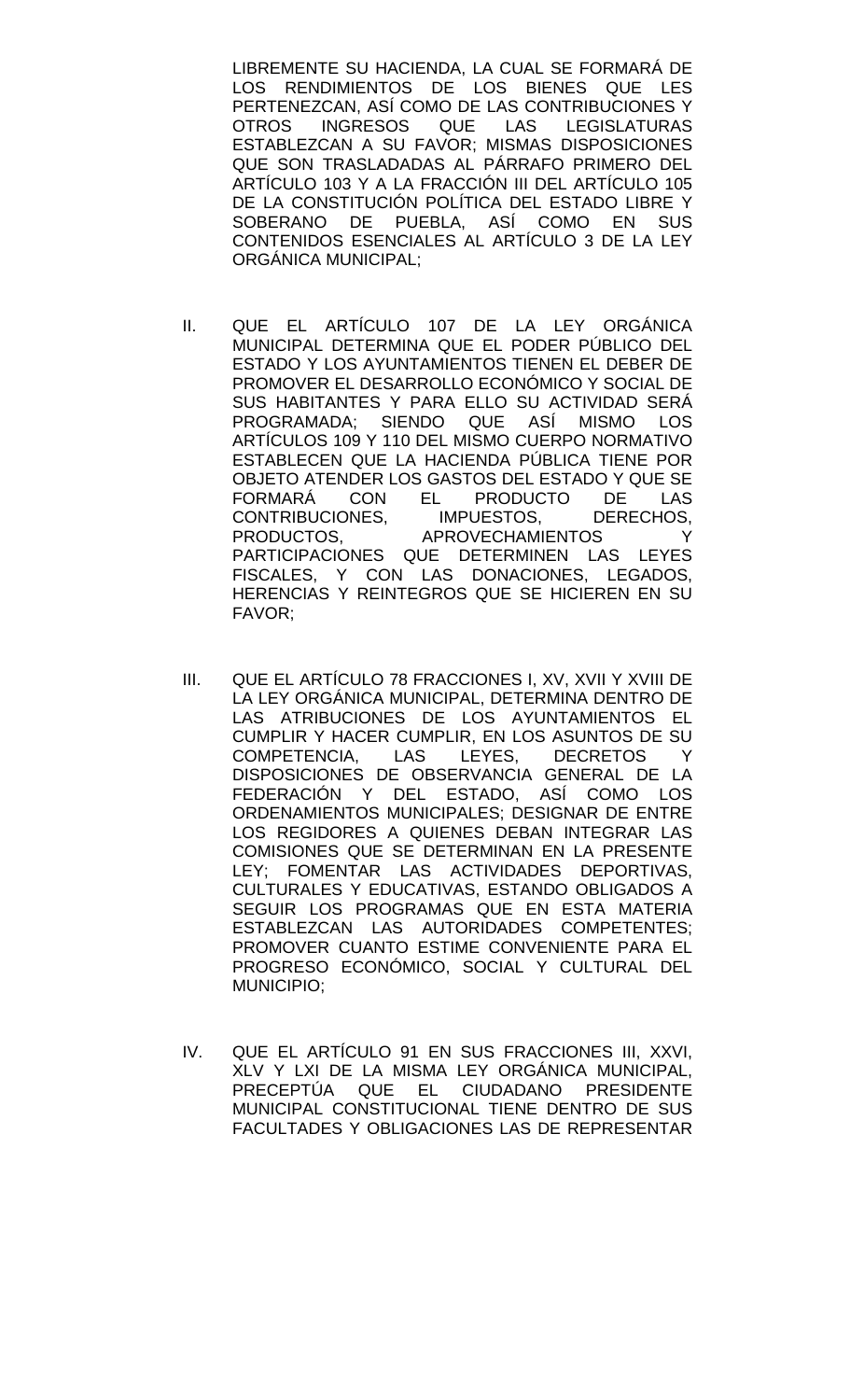LIBREMENTE SU HACIENDA, LA CUAL SE FORMARÁ DE LOS RENDIMIENTOS DE LOS BIENES QUE LES PERTENEZCAN, ASÍ COMO DE LAS CONTRIBUCIONES Y OTROS INGRESOS QUE LAS LEGISLATURAS ESTABLEZCAN A SU FAVOR; MISMAS DISPOSICIONES QUE SON TRASLADADAS AL PÁRRAFO PRIMERO DEL ARTÍCULO 103 Y A LA FRACCIÓN III DEL ARTÍCULO 105 DE LA CONSTITUCIÓN POLÍTICA DEL ESTADO LIBRE Y SOBERANO DE PUEBLA, ASÍ COMO EN SUS CONTENIDOS ESENCIALES AL ARTÍCULO 3 DE LA LEY ORGÁNICA MUNICIPAL;

II. QUE EL ARTÍCULO 107 DE LA LEY ORGÁNICA MUNICIPAL DETERMINA QUE EL PODER PÚBLICO DEL ESTADO Y LOS AYUNTAMIENTOS TIENEN EL DEBER DE PROMOVER EL DESARROLLO ECONÓMICO Y SOCIAL DE SUS HABITANTES Y PARA ELLO SU ACTIVIDAD SERÁ PROGRAMADA; SIENDO QUE ASÍ MISMO LOS ARTÍCULOS 109 Y 110 DEL MISMO CUERPO NORMATIVO ESTABLECEN QUE LA HACIENDA PÚBLICA TIENE POR OBJETO ATENDER LOS GASTOS DEL ESTADO Y QUE SE FORMARÁ CON EL PRODUCTO DE LAS CONTRIBUCIONES, IMPUESTOS, DERECHOS, PRODUCTOS, APROVECHAMIENTOS Y PARTICIPACIONES QUE DETERMINEN LAS LEYES FISCALES, Y CON LAS DONACIONES, LEGADOS, HERENCIAS Y REINTEGROS QUE SE HICIEREN EN SU FAVOR;

III. QUE EL ARTÍCULO 78 FRACCIONES I, XV, XVII Y XVIII DE LA LEY ORGÁNICA MUNICIPAL, DETERMINA DENTRO DE LAS ATRIBUCIONES DE LOS AYUNTAMIENTOS EL CUMPLIR Y HACER CUMPLIR, EN LOS ASUNTOS DE SU COMPETENCIA, LAS LEYES, DECRETOS Y DISPOSICIONES DE OBSERVANCIA GENERAL DE LA FEDERACIÓN Y DEL ESTADO, ASÍ COMO LOS ORDENAMIENTOS MUNICIPALES; DESIGNAR DE ENTRE LOS REGIDORES A QUIENES DEBAN INTEGRAR LAS COMISIONES QUE SE DETERMINAN EN LA PRESENTE LEY; FOMENTAR LAS ACTIVIDADES DEPORTIVAS, CULTURALES Y EDUCATIVAS, ESTANDO OBLIGADOS A SEGUIR LOS PROGRAMAS QUE EN ESTA MATERIA ESTABLEZCAN LAS AUTORIDADES COMPETENTES; PROMOVER CUANTO ESTIME CONVENIENTE PARA EL PROGRESO ECONÓMICO, SOCIAL Y CULTURAL DEL MUNICIPIO;

IV. QUE EL ARTÍCULO 91 EN SUS FRACCIONES III, XXVI, XLV Y LXI DE LA MISMA LEY ORGÁNICA MUNICIPAL, PRECEPTÚA QUE EL CIUDADANO PRESIDENTE MUNICIPAL CONSTITUCIONAL TIENE DENTRO DE SUS FACULTADES Y OBLIGACIONES LAS DE REPRESENTAR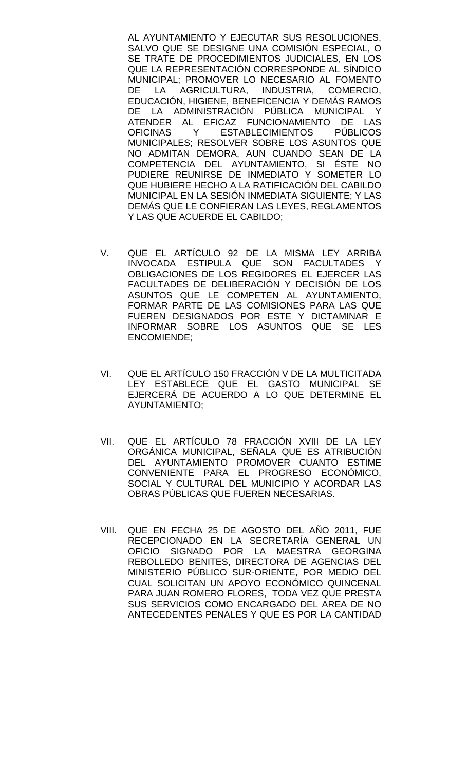AL AYUNTAMIENTO Y EJECUTAR SUS RESOLUCIONES, SALVO QUE SE DESIGNE UNA COMISIÓN ESPECIAL, O SE TRATE DE PROCEDIMIENTOS JUDICIALES, EN LOS QUE LA REPRESENTACIÓN CORRESPONDE AL SÍNDICO MUNICIPAL; PROMOVER LO NECESARIO AL FOMENTO DE LA AGRICULTURA, INDUSTRIA, COMERCIO, EDUCACIÓN, HIGIENE, BENEFICENCIA Y DEMÁS RAMOS DE LA ADMINISTRACIÓN PÚBLICA MUNICIPAL Y ATENDER AL EFICAZ FUNCIONAMIENTO DE LAS OFICINAS Y ESTABLECIMIENTOS PÚBLICOS MUNICIPALES; RESOLVER SOBRE LOS ASUNTOS QUE NO ADMITAN DEMORA, AUN CUANDO SEAN DE LA COMPETENCIA DEL AYUNTAMIENTO, SI ÉSTE NO PUDIERE REUNIRSE DE INMEDIATO Y SOMETER LO QUE HUBIERE HECHO A LA RATIFICACIÓN DEL CABILDO MUNICIPAL EN LA SESIÓN INMEDIATA SIGUIENTE; Y LAS DEMÁS QUE LE CONFIERAN LAS LEYES, REGLAMENTOS Y LAS QUE ACUERDE EL CABILDO;

V. QUE EL ARTÍCULO 92 DE LA MISMA LEY ARRIBA INVOCADA ESTIPULA QUE SON FACULTADES Y OBLIGACIONES DE LOS REGIDORES EL EJERCER LAS FACULTADES DE DELIBERACIÓN Y DECISIÓN DE LOS ASUNTOS QUE LE COMPETEN AL AYUNTAMIENTO, FORMAR PARTE DE LAS COMISIONES PARA LAS QUE FUEREN DESIGNADOS POR ESTE Y DICTAMINAR E INFORMAR SOBRE LOS ASUNTOS QUE SE LES ENCOMIENDE;

VI. QUE EL ARTÍCULO 150 FRACCIÓN V DE LA MULTICITADA LEY ESTABLECE QUE EL GASTO MUNICIPAL SE EJERCERÁ DE ACUERDO A LO QUE DETERMINE EL AYUNTAMIENTO;

VII. QUE EL ARTÍCULO 78 FRACCIÓN XVIII DE LA LEY ORGÁNICA MUNICIPAL, SEÑALA QUE ES ATRIBUCIÓN DEL AYUNTAMIENTO PROMOVER CUANTO ESTIME CONVENIENTE PARA EL PROGRESO ECONÓMICO, SOCIAL Y CULTURAL DEL MUNICIPIO Y ACORDAR LAS OBRAS PÚBLICAS QUE FUEREN NECESARIAS.

VIII. QUE EN FECHA 25 DE AGOSTO DEL AÑO 2011, FUE RECEPCIONADO EN LA SECRETARÍA GENERAL UN OFICIO SIGNADO POR LA MAESTRA GEORGINA REBOLLEDO BENITES, DIRECTORA DE AGENCIAS DEL MINISTERIO PÚBLICO SUR-ORIENTE, POR MEDIO DEL CUAL SOLICITAN UN APOYO ECONÓMICO QUINCENAL PARA JUAN ROMERO FLORES, TODA VEZ QUE PRESTA SUS SERVICIOS COMO ENCARGADO DEL AREA DE NO ANTECEDENTES PENALES Y QUE ES POR LA CANTIDAD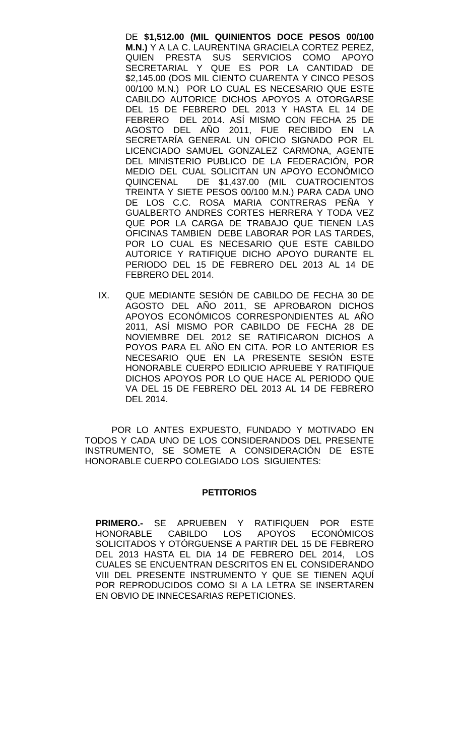DE **$1,512.00 (MIL QUINIENTOS DOCE PESOS 00/100 M.N.)** Y A LA C. LAURENTINA GRACIELA CORTEZ PEREZ, QUIEN PRESTA SUS SERVICIOS COMO APOYO SECRETARIAL Y QUE ES POR LA CANTIDAD DE $2,145.00 (DOS MIL CIENTO CUARENTA Y CINCO PESOS 00/100 M.N.) POR LO CUAL ES NECESARIO QUE ESTE CABILDO AUTORICE DICHOS APOYOS A OTORGARSE DEL 15 DE FEBRERO DEL 2013 Y HASTA EL 14 DE FEBRERO DEL 2014. ASÍ MISMO CON FECHA 25 DE AGOSTO DEL AÑO 2011, FUE RECIBIDO EN LA SECRETARÍA GENERAL UN OFICIO SIGNADO POR EL LICENCIADO SAMUEL GONZALEZ CARMONA, AGENTE DEL MINISTERIO PUBLICO DE LA FEDERACIÓN, POR MEDIO DEL CUAL SOLICITAN UN APOYO ECONÓMICO QUINCENAL DE $1,437.00 (MIL CUATROCIENTOS TREINTA Y SIETE PESOS 00/100 M.N.) PARA CADA UNO DE LOS C.C. ROSA MARIA CONTRERAS PEÑA Y GUALBERTO ANDRES CORTES HERRERA Y TODA VEZ QUE POR LA CARGA DE TRABAJO QUE TIENEN LAS OFICINAS TAMBIEN DEBE LABORAR POR LAS TARDES, POR LO CUAL ES NECESARIO QUE ESTE CABILDO AUTORICE Y RATIFIQUE DICHO APOYO DURANTE EL PERIODO DEL 15 DE FEBRERO DEL 2013 AL 14 DE FEBRERO DEL 2014.

IX. QUE MEDIANTE SESIÓN DE CABILDO DE FECHA 30 DE AGOSTO DEL AÑO 2011, SE APROBARON DICHOS APOYOS ECONÓMICOS CORRESPONDIENTES AL AÑO 2011, ASÍ MISMO POR CABILDO DE FECHA 28 DE NOVIEMBRE DEL 2012 SE RATIFICARON DICHOS A POYOS PARA EL AÑO EN CITA. POR LO ANTERIOR ES NECESARIO QUE EN LA PRESENTE SESIÓN ESTE HONORABLE CUERPO EDILICIO APRUEBE Y RATIFIQUE DICHOS APOYOS POR LO QUE HACE AL PERIODO QUE VA DEL 15 DE FEBRERO DEL 2013 AL 14 DE FEBRERO DEL 2014.

POR LO ANTES EXPUESTO, FUNDADO Y MOTIVADO EN TODOS Y CADA UNO DE LOS CONSIDERANDOS DEL PRESENTE INSTRUMENTO, SE SOMETE A CONSIDERACIÓN DE ESTE HONORABLE CUERPO COLEGIADO LOS SIGUIENTES:

**PETITORIOS**

**PRIMERO.-** SE APRUEBEN Y RATIFIQUEN POR ESTE HONORABLE CABILDO LOS APOYOS ECONÓMICOS SOLICITADOS Y OTÓRGUENSE A PARTIR DEL 15 DE FEBRERO DEL 2013 HASTA EL DIA 14 DE FEBRERO DEL 2014, LOS CUALES SE ENCUENTRAN DESCRITOS EN EL CONSIDERANDO VIII DEL PRESENTE INSTRUMENTO Y QUE SE TIENEN AQUÍ POR REPRODUCIDOS COMO SI A LA LETRA SE INSERTAREN EN OBVIO DE INNECESARIAS REPETICIONES.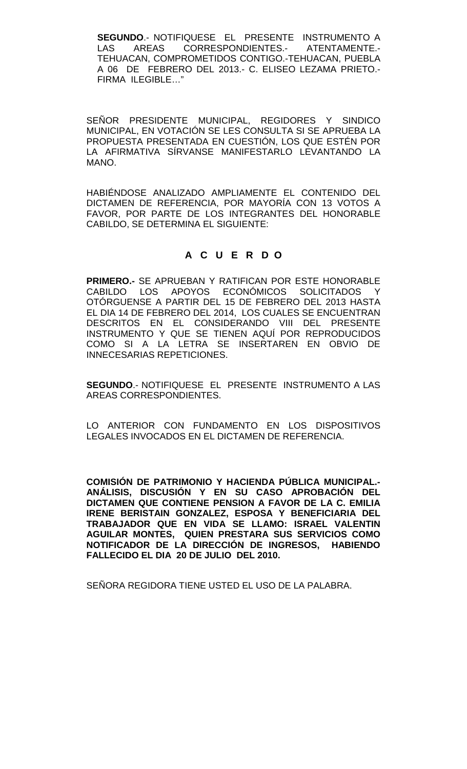**SEGUNDO**.- NOTIFIQUESE EL PRESENTE INSTRUMENTO A LAS AREAS CORRESPONDIENTES.- ATENTAMENTE.- TEHUACAN, COMPROMETIDOS CONTIGO.-TEHUACAN, PUEBLA A 06 DE FEBRERO DEL 2013.- C. ELISEO LEZAMA PRIETO.- FIRMA ILEGIBLE…"

SEÑOR PRESIDENTE MUNICIPAL, REGIDORES Y SINDICO MUNICIPAL, EN VOTACIÓN SE LES CONSULTA SI SE APRUEBA LA PROPUESTA PRESENTADA EN CUESTIÓN, LOS QUE ESTÉN POR LA AFIRMATIVA SÍRVANSE MANIFESTARLO LEVANTANDO LA MANO.

HABIÉNDOSE ANALIZADO AMPLIAMENTE EL CONTENIDO DEL DICTAMEN DE REFERENCIA, POR MAYORÍA CON 13 VOTOS A FAVOR, POR PARTE DE LOS INTEGRANTES DEL HONORABLE CABILDO, SE DETERMINA EL SIGUIENTE:

## A C U E R D O

**PRIMERO.-** SE APRUEBAN Y RATIFICAN POR ESTE HONORABLE CABILDO LOS APOYOS ECONÓMICOS SOLICITADOS Y OTÓRGUENSE A PARTIR DEL 15 DE FEBRERO DEL 2013 HASTA EL DIA 14 DE FEBRERO DEL 2014, LOS CUALES SE ENCUENTRAN DESCRITOS EN EL CONSIDERANDO VIII DEL PRESENTE INSTRUMENTO Y QUE SE TIENEN AQUÍ POR REPRODUCIDOS COMO SI A LA LETRA SE INSERTAREN EN OBVIO DE INNECESARIAS REPETICIONES.

**SEGUNDO**.- NOTIFIQUESE EL PRESENTE INSTRUMENTO A LAS AREAS CORRESPONDIENTES.

LO ANTERIOR CON FUNDAMENTO EN LOS DISPOSITIVOS LEGALES INVOCADOS EN EL DICTAMEN DE REFERENCIA.

**COMISIÓN DE PATRIMONIO Y HACIENDA PÚBLICA MUNICIPAL.- ANÁLISIS, DISCUSIÓN Y EN SU CASO APROBACIÓN DEL DICTAMEN QUE CONTIENE PENSION A FAVOR DE LA C. EMILIA IRENE BERISTAIN GONZALEZ, ESPOSA Y BENEFICIARIA DEL TRABAJADOR QUE EN VIDA SE LLAMO: ISRAEL VALENTIN AGUILAR MONTES, QUIEN PRESTARA SUS SERVICIOS COMO NOTIFICADOR DE LA DIRECCIÓN DE INGRESOS, HABIENDO FALLECIDO EL DIA 20 DE JULIO DEL 2010.**

SEÑORA REGIDORA TIENE USTED EL USO DE LA PALABRA.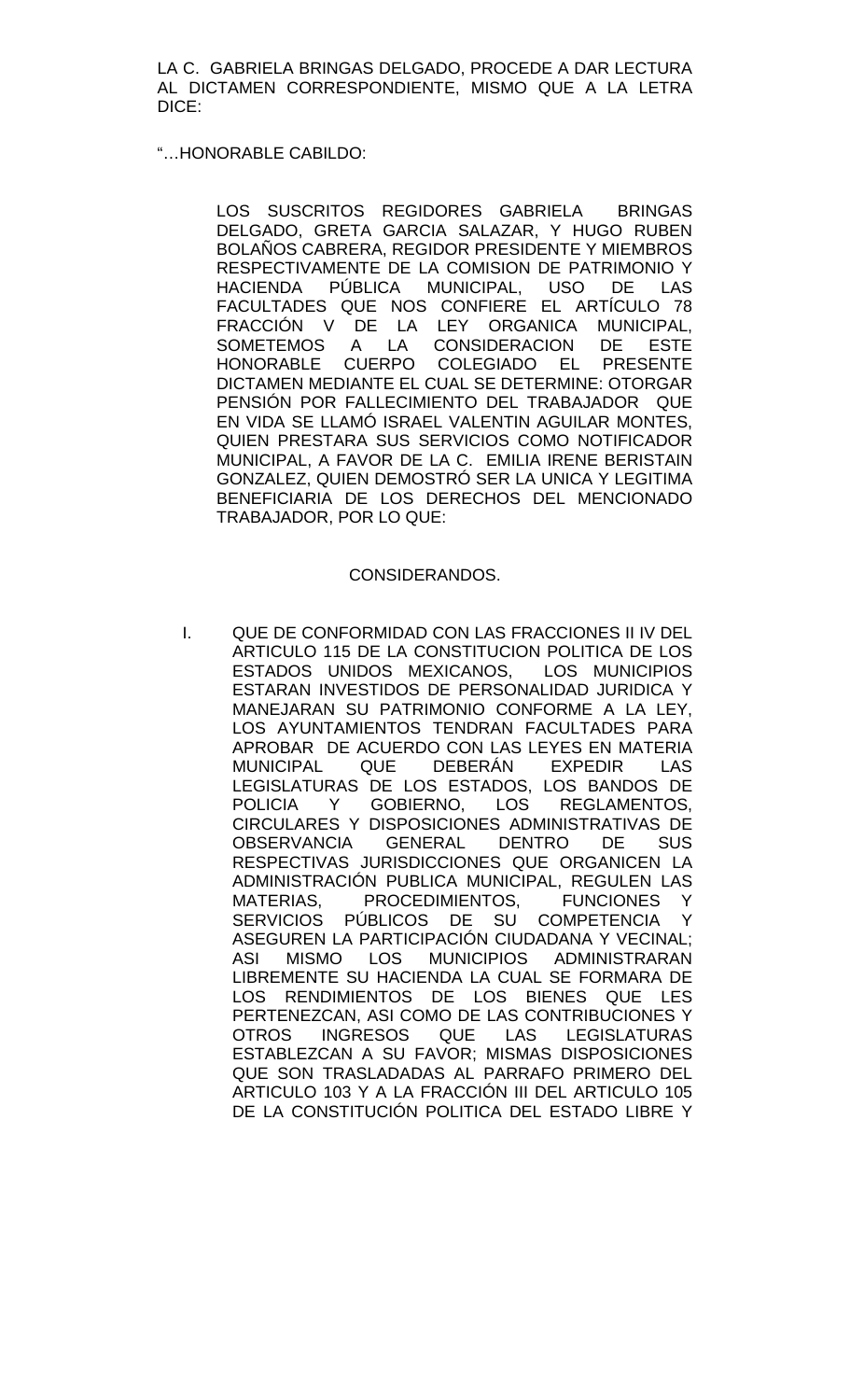LA C. GABRIELA BRINGAS DELGADO, PROCEDE A DAR LECTURA AL DICTAMEN CORRESPONDIENTE, MISMO QUE A LA LETRA DICE:

"…HONORABLE CABILDO:

> LOS SUSCRITOS REGIDORES GABRIELA BRINGAS DELGADO, GRETA GARCIA SALAZAR, Y HUGO RUBEN BOLAÑOS CABRERA, REGIDOR PRESIDENTE Y MIEMBROS RESPECTIVAMENTE DE LA COMISION DE PATRIMONIO Y HACIENDA PÚBLICA MUNICIPAL, USO DE LAS FACULTADES QUE NOS CONFIERE EL ARTÍCULO 78 FRACCIÓN V DE LA LEY ORGANICA MUNICIPAL, SOMETEMOS A LA CONSIDERACION DE ESTE HONORABLE CUERPO COLEGIADO EL PRESENTE DICTAMEN MEDIANTE EL CUAL SE DETERMINE: OTORGAR PENSIÓN POR FALLECIMIENTO DEL TRABAJADOR QUE EN VIDA SE LLAMÓ ISRAEL VALENTIN AGUILAR MONTES, QUIEN PRESTARA SUS SERVICIOS COMO NOTIFICADOR MUNICIPAL, A FAVOR DE LA C. EMILIA IRENE BERISTAIN GONZALEZ, QUIEN DEMOSTRÓ SER LA UNICA Y LEGITIMA BENEFICIARIA DE LOS DERECHOS DEL MENCIONADO TRABAJADOR, POR LO QUE:

CONSIDERANDOS.

I. QUE DE CONFORMIDAD CON LAS FRACCIONES II IV DEL ARTICULO 115 DE LA CONSTITUCION POLITICA DE LOS ESTADOS UNIDOS MEXICANOS, LOS MUNICIPIOS ESTARAN INVESTIDOS DE PERSONALIDAD JURIDICA Y MANEJARAN SU PATRIMONIO CONFORME A LA LEY, LOS AYUNTAMIENTOS TENDRAN FACULTADES PARA APROBAR DE ACUERDO CON LAS LEYES EN MATERIA MUNICIPAL QUE DEBERÁN EXPEDIR LAS LEGISLATURAS DE LOS ESTADOS, LOS BANDOS DE POLICIA Y GOBIERNO, LOS REGLAMENTOS, CIRCULARES Y DISPOSICIONES ADMINISTRATIVAS DE OBSERVANCIA GENERAL DENTRO DE SUS RESPECTIVAS JURISDICCIONES QUE ORGANICEN LA ADMINISTRACIÓN PUBLICA MUNICIPAL, REGULEN LAS MATERIAS, PROCEDIMIENTOS, FUNCIONES Y SERVICIOS PÚBLICOS DE SU COMPETENCIA Y ASEGUREN LA PARTICIPACIÓN CIUDADANA Y VECINAL; ASI MISMO LOS MUNICIPIOS ADMINISTRARAN LIBREMENTE SU HACIENDA LA CUAL SE FORMARA DE LOS RENDIMIENTOS DE LOS BIENES QUE LES PERTENEZCAN, ASI COMO DE LAS CONTRIBUCIONES Y OTROS INGRESOS QUE LAS LEGISLATURAS ESTABLEZCAN A SU FAVOR; MISMAS DISPOSICIONES QUE SON TRASLADADAS AL PARRAFO PRIMERO DEL ARTICULO 103 Y A LA FRACCIÓN III DEL ARTICULO 105 DE LA CONSTITUCIÓN POLITICA DEL ESTADO LIBRE Y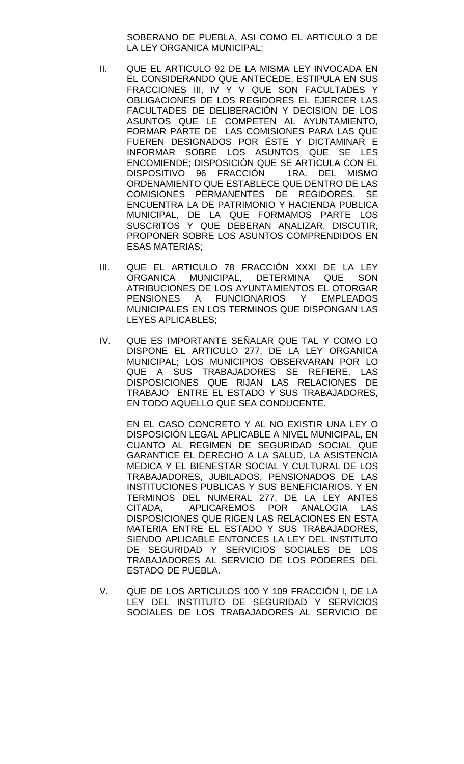SOBERANO DE PUEBLA, ASI COMO EL ARTICULO 3 DE LA LEY ORGANICA MUNICIPAL;

II. QUE EL ARTICULO 92 DE LA MISMA LEY INVOCADA EN EL CONSIDERANDO QUE ANTECEDE, ESTIPULA EN SUS FRACCIONES III, IV Y V QUE SON FACULTADES Y OBLIGACIONES DE LOS REGIDORES EL EJERCER LAS FACULTADES DE DELIBERACIÓN Y DECISION DE LOS ASUNTOS QUE LE COMPETEN AL AYUNTAMIENTO, FORMAR PARTE DE LAS COMISIONES PARA LAS QUE FUEREN DESIGNADOS POR ÉSTE Y DICTAMINAR E INFORMAR SOBRE LOS ASUNTOS QUE SE LES ENCOMIENDE; DISPOSICIÓN QUE SE ARTICULA CON EL DISPOSITIVO 96 FRACCIÓN 1RA. DEL MISMO ORDENAMIENTO QUE ESTABLECE QUE DENTRO DE LAS COMISIONES PERMANENTES DE REGIDORES, SE ENCUENTRA LA DE PATRIMONIO Y HACIENDA PUBLICA MUNICIPAL, DE LA QUE FORMAMOS PARTE LOS SUSCRITOS Y QUE DEBERAN ANALIZAR, DISCUTIR, PROPONER SOBRE LOS ASUNTOS COMPRENDIDOS EN ESAS MATERIAS;

III. QUE EL ARTICULO 78 FRACCIÓN XXXI DE LA LEY ORGANICA MUNICIPAL, DETERMINA QUE SON ATRIBUCIONES DE LOS AYUNTAMIENTOS EL OTORGAR PENSIONES A FUNCIONARIOS Y EMPLEADOS MUNICIPALES EN LOS TERMINOS QUE DISPONGAN LAS LEYES APLICABLES;

IV. QUE ES IMPORTANTE SEÑALAR QUE TAL Y COMO LO DISPONE EL ARTICULO 277, DE LA LEY ORGANICA MUNICIPAL; LOS MUNICIPIOS OBSERVARAN POR LO QUE A SUS TRABAJADORES SE REFIERE, LAS DISPOSICIONES QUE RIJAN LAS RELACIONES DE TRABAJO ENTRE EL ESTADO Y SUS TRABAJADORES, EN TODO AQUELLO QUE SEA CONDUCENTE.

    EN EL CASO CONCRETO Y AL NO EXISTIR UNA LEY O DISPOSICIÓN LEGAL APLICABLE A NIVEL MUNICIPAL, EN CUANTO AL REGIMEN DE SEGURIDAD SOCIAL QUE GARANTICE EL DERECHO A LA SALUD, LA ASISTENCIA MEDICA Y EL BIENESTAR SOCIAL Y CULTURAL DE LOS TRABAJADORES, JUBILADOS, PENSIONADOS DE LAS INSTITUCIONES PUBLICAS Y SUS BENEFICIARIOS. Y EN TERMINOS DEL NUMERAL 277, DE LA LEY ANTES CITADA, APLICAREMOS POR ANALOGIA LAS DISPOSICIONES QUE RIGEN LAS RELACIONES EN ESTA MATERIA ENTRE EL ESTADO Y SUS TRABAJADORES, SIENDO APLICABLE ENTONCES LA LEY DEL INSTITUTO DE SEGURIDAD Y SERVICIOS SOCIALES DE LOS TRABAJADORES AL SERVICIO DE LOS PODERES DEL ESTADO DE PUEBLA.

V. QUE DE LOS ARTICULOS 100 Y 109 FRACCIÓN I, DE LA LEY DEL INSTITUTO DE SEGURIDAD Y SERVICIOS SOCIALES DE LOS TRABAJADORES AL SERVICIO DE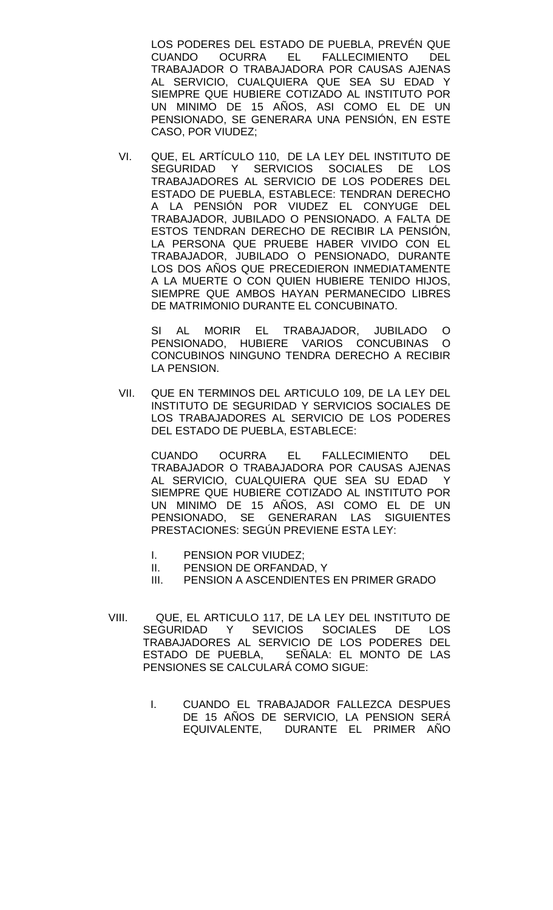LOS PODERES DEL ESTADO DE PUEBLA, PREVÉN QUE CUANDO OCURRA EL FALLECIMIENTO DEL TRABAJADOR O TRABAJADORA POR CAUSAS AJENAS AL SERVICIO, CUALQUIERA QUE SEA SU EDAD Y SIEMPRE QUE HUBIERE COTIZADO AL INSTITUTO POR UN MINIMO DE 15 AÑOS, ASI COMO EL DE UN PENSIONADO, SE GENERARA UNA PENSIÓN, EN ESTE CASO, POR VIUDEZ;

VI. QUE, EL ARTÍCULO 110, DE LA LEY DEL INSTITUTO DE SEGURIDAD Y SERVICIOS SOCIALES DE LOS TRABAJADORES AL SERVICIO DE LOS PODERES DEL ESTADO DE PUEBLA, ESTABLECE: TENDRAN DERECHO A LA PENSIÓN POR VIUDEZ EL CONYUGE DEL TRABAJADOR, JUBILADO O PENSIONADO. A FALTA DE ESTOS TENDRAN DERECHO DE RECIBIR LA PENSIÓN, LA PERSONA QUE PRUEBE HABER VIVIDO CON EL TRABAJADOR, JUBILADO O PENSIONADO, DURANTE LOS DOS AÑOS QUE PRECEDIERON INMEDIATAMENTE A LA MUERTE O CON QUIEN HUBIERE TENIDO HIJOS, SIEMPRE QUE AMBOS HAYAN PERMANECIDO LIBRES DE MATRIMONIO DURANTE EL CONCUBINATO.

SI AL MORIR EL TRABAJADOR, JUBILADO O PENSIONADO, HUBIERE VARIOS CONCUBINAS O CONCUBINOS NINGUNO TENDRA DERECHO A RECIBIR LA PENSION.

VII. QUE EN TERMINOS DEL ARTICULO 109, DE LA LEY DEL INSTITUTO DE SEGURIDAD Y SERVICIOS SOCIALES DE LOS TRABAJADORES AL SERVICIO DE LOS PODERES DEL ESTADO DE PUEBLA, ESTABLECE:

CUANDO OCURRA EL FALLECIMIENTO DEL TRABAJADOR O TRABAJADORA POR CAUSAS AJENAS AL SERVICIO, CUALQUIERA QUE SEA SU EDAD Y SIEMPRE QUE HUBIERE COTIZADO AL INSTITUTO POR UN MINIMO DE 15 AÑOS, ASI COMO EL DE UN PENSIONADO, SE GENERARAN LAS SIGUIENTES PRESTACIONES: SEGÚN PREVIENE ESTA LEY:

I. PENSION POR VIUDEZ;
II. PENSION DE ORFANDAD, Y
III. PENSION A ASCENDIENTES EN PRIMER GRADO

VIII. QUE, EL ARTICULO 117, DE LA LEY DEL INSTITUTO DE SEGURIDAD Y SEVICIOS SOCIALES DE LOS TRABAJADORES AL SERVICIO DE LOS PODERES DEL ESTADO DE PUEBLA, SEÑALA: EL MONTO DE LAS PENSIONES SE CALCULARÁ COMO SIGUE:

I. CUANDO EL TRABAJADOR FALLEZCA DESPUES DE 15 AÑOS DE SERVICIO, LA PENSION SERÁ EQUIVALENTE, DURANTE EL PRIMER AÑO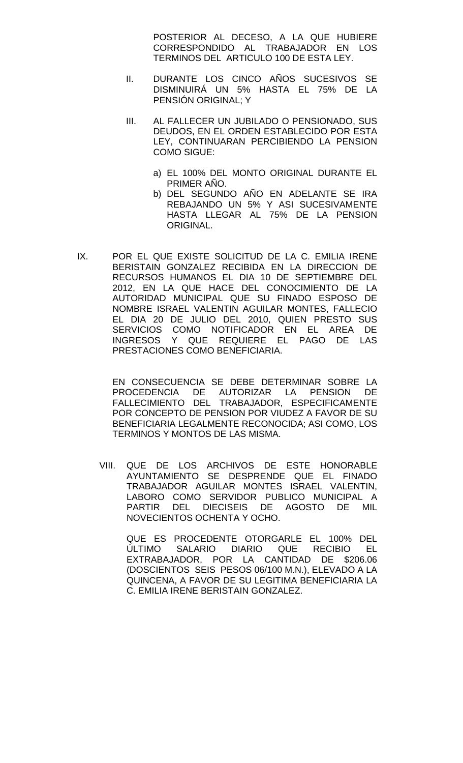POSTERIOR AL DECESO, A LA QUE HUBIERE CORRESPONDIDO AL TRABAJADOR EN LOS TERMINOS DEL ARTICULO 100 DE ESTA LEY.

II. DURANTE LOS CINCO AÑOS SUCESIVOS SE DISMINUIRÁ UN 5% HASTA EL 75% DE LA PENSIÓN ORIGINAL; Y

III. AL FALLECER UN JUBILADO O PENSIONADO, SUS DEUDOS, EN EL ORDEN ESTABLECIDO POR ESTA LEY, CONTINUARAN PERCIBIENDO LA PENSION COMO SIGUE:

a) EL 100% DEL MONTO ORIGINAL DURANTE EL PRIMER AÑO.
b) DEL SEGUNDO AÑO EN ADELANTE SE IRA REBAJANDO UN 5% Y ASI SUCESIVAMENTE HASTA LLEGAR AL 75% DE LA PENSION ORIGINAL.

IX. POR EL QUE EXISTE SOLICITUD DE LA C. EMILIA IRENE BERISTAIN GONZALEZ RECIBIDA EN LA DIRECCION DE RECURSOS HUMANOS EL DIA 10 DE SEPTIEMBRE DEL 2012, EN LA QUE HACE DEL CONOCIMIENTO DE LA AUTORIDAD MUNICIPAL QUE SU FINADO ESPOSO DE NOMBRE ISRAEL VALENTIN AGUILAR MONTES, FALLECIO EL DIA 20 DE JULIO DEL 2010, QUIEN PRESTO SUS SERVICIOS COMO NOTIFICADOR EN EL AREA DE INGRESOS Y QUE REQUIERE EL PAGO DE LAS PRESTACIONES COMO BENEFICIARIA.

EN CONSECUENCIA SE DEBE DETERMINAR SOBRE LA PROCEDENCIA DE AUTORIZAR LA PENSION DE FALLECIMIENTO DEL TRABAJADOR, ESPECIFICAMENTE POR CONCEPTO DE PENSION POR VIUDEZ A FAVOR DE SU BENEFICIARIA LEGALMENTE RECONOCIDA; ASI COMO, LOS TERMINOS Y MONTOS DE LAS MISMA.

VIII. QUE DE LOS ARCHIVOS DE ESTE HONORABLE AYUNTAMIENTO SE DESPRENDE QUE EL FINADO TRABAJADOR AGUILAR MONTES ISRAEL VALENTIN, LABORO COMO SERVIDOR PUBLICO MUNICIPAL A PARTIR DEL DIECISEIS DE AGOSTO DE MIL NOVECIENTOS OCHENTA Y OCHO.

QUE ES PROCEDENTE OTORGARLE EL 100% DEL ÚLTIMO SALARIO DIARIO QUE RECIBIO EL EXTRABAJADOR, POR LA CANTIDAD DE $206.06 (DOSCIENTOS SEIS PESOS 06/100 M.N.), ELEVADO A LA QUINCENA, A FAVOR DE SU LEGITIMA BENEFICIARIA LA C. EMILIA IRENE BERISTAIN GONZALEZ.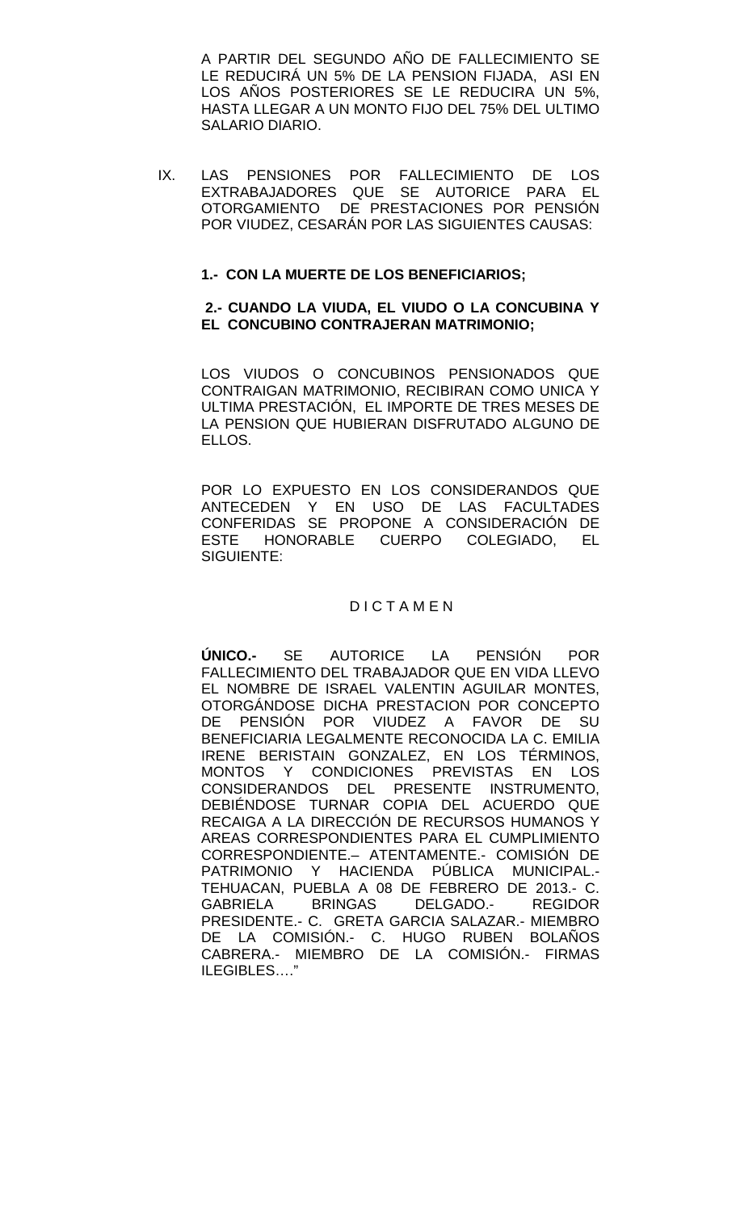A PARTIR DEL SEGUNDO AÑO DE FALLECIMIENTO SE LE REDUCIRÁ UN 5% DE LA PENSION FIJADA, ASI EN LOS AÑOS POSTERIORES SE LE REDUCIRA UN 5%, HASTA LLEGAR A UN MONTO FIJO DEL 75% DEL ULTIMO SALARIO DIARIO.

IX. LAS PENSIONES POR FALLECIMIENTO DE LOS EXTRABAJADORES QUE SE AUTORICE PARA EL OTORGAMIENTO DE PRESTACIONES POR PENSIÓN POR VIUDEZ, CESARÁN POR LAS SIGUIENTES CAUSAS:

**1.- CON LA MUERTE DE LOS BENEFICIARIOS;**

**2.- CUANDO LA VIUDA, EL VIUDO O LA CONCUBINA Y EL CONCUBINO CONTRAJERAN MATRIMONIO;**

LOS VIUDOS O CONCUBINOS PENSIONADOS QUE CONTRAIGAN MATRIMONIO, RECIBIRAN COMO UNICA Y ULTIMA PRESTACIÓN, EL IMPORTE DE TRES MESES DE LA PENSION QUE HUBIERAN DISFRUTADO ALGUNO DE ELLOS.

POR LO EXPUESTO EN LOS CONSIDERANDOS QUE ANTECEDEN Y EN USO DE LAS FACULTADES CONFERIDAS SE PROPONE A CONSIDERACIÓN DE ESTE HONORABLE CUERPO COLEGIADO, EL SIGUIENTE:

D I C T A M E N

**ÚNICO.-** SE AUTORICE LA PENSIÓN POR FALLECIMIENTO DEL TRABAJADOR QUE EN VIDA LLEVO EL NOMBRE DE ISRAEL VALENTIN AGUILAR MONTES, OTORGÁNDOSE DICHA PRESTACION POR CONCEPTO DE PENSIÓN POR VIUDEZ A FAVOR DE SU BENEFICIARIA LEGALMENTE RECONOCIDA LA C. EMILIA IRENE BERISTAIN GONZALEZ, EN LOS TÉRMINOS, MONTOS Y CONDICIONES PREVISTAS EN LOS CONSIDERANDOS DEL PRESENTE INSTRUMENTO, DEBIÉNDOSE TURNAR COPIA DEL ACUERDO QUE RECAIGA A LA DIRECCIÓN DE RECURSOS HUMANOS Y AREAS CORRESPONDIENTES PARA EL CUMPLIMIENTO CORRESPONDIENTE.– ATENTAMENTE.- COMISIÓN DE PATRIMONIO Y HACIENDA PÚBLICA MUNICIPAL.- TEHUACAN, PUEBLA A 08 DE FEBRERO DE 2013.- C. GABRIELA BRINGAS DELGADO.- REGIDOR PRESIDENTE.- C. GRETA GARCIA SALAZAR.- MIEMBRO DE LA COMISIÓN.- C. HUGO RUBEN BOLAÑOS CABRERA.- MIEMBRO DE LA COMISIÓN.- FIRMAS ILEGIBLES…."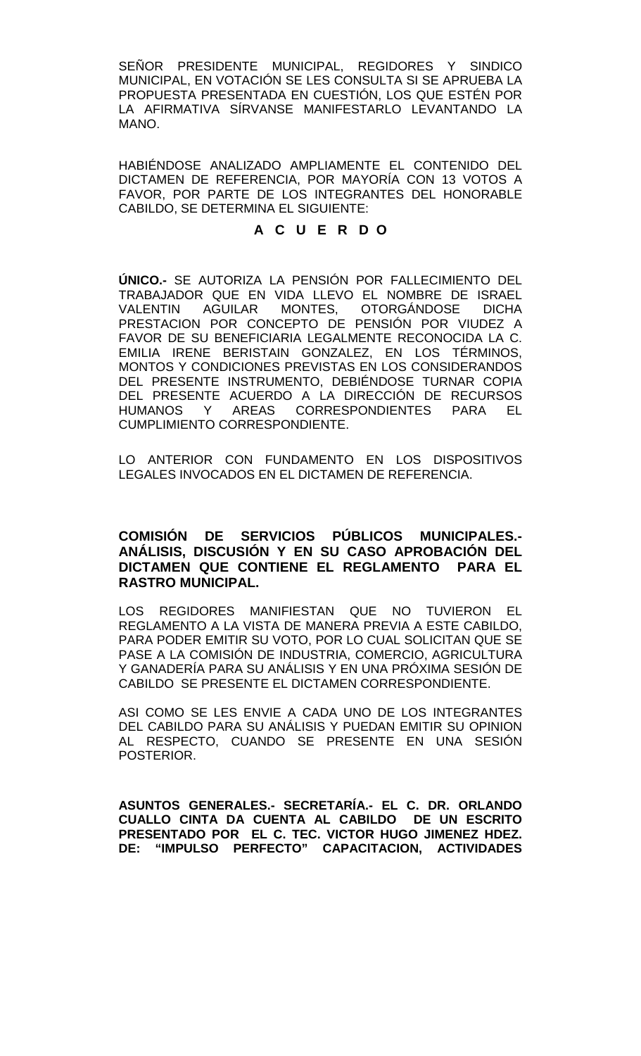SEÑOR PRESIDENTE MUNICIPAL, REGIDORES Y SINDICO MUNICIPAL, EN VOTACIÓN SE LES CONSULTA SI SE APRUEBA LA PROPUESTA PRESENTADA EN CUESTIÓN, LOS QUE ESTÉN POR LA AFIRMATIVA SÍRVANSE MANIFESTARLO LEVANTANDO LA MANO.

HABIÉNDOSE ANALIZADO AMPLIAMENTE EL CONTENIDO DEL DICTAMEN DE REFERENCIA, POR MAYORÍA CON 13 VOTOS A FAVOR, POR PARTE DE LOS INTEGRANTES DEL HONORABLE CABILDO, SE DETERMINA EL SIGUIENTE:

**A C U E R D O**

**ÚNICO.-** SE AUTORIZA LA PENSIÓN POR FALLECIMIENTO DEL TRABAJADOR QUE EN VIDA LLEVO EL NOMBRE DE ISRAEL VALENTIN AGUILAR MONTES, OTORGÁNDOSE DICHA PRESTACION POR CONCEPTO DE PENSIÓN POR VIUDEZ A FAVOR DE SU BENEFICIARIA LEGALMENTE RECONOCIDA LA C. EMILIA IRENE BERISTAIN GONZALEZ, EN LOS TÉRMINOS, MONTOS Y CONDICIONES PREVISTAS EN LOS CONSIDERANDOS DEL PRESENTE INSTRUMENTO, DEBIÉNDOSE TURNAR COPIA DEL PRESENTE ACUERDO A LA DIRECCIÓN DE RECURSOS HUMANOS Y AREAS CORRESPONDIENTES PARA EL CUMPLIMIENTO CORRESPONDIENTE.

LO ANTERIOR CON FUNDAMENTO EN LOS DISPOSITIVOS LEGALES INVOCADOS EN EL DICTAMEN DE REFERENCIA.

**COMISIÓN DE SERVICIOS PÚBLICOS MUNICIPALES.- ANÁLISIS, DISCUSIÓN Y EN SU CASO APROBACIÓN DEL DICTAMEN QUE CONTIENE EL REGLAMENTO PARA EL RASTRO MUNICIPAL.**

LOS REGIDORES MANIFIESTAN QUE NO TUVIERON EL REGLAMENTO A LA VISTA DE MANERA PREVIA A ESTE CABILDO, PARA PODER EMITIR SU VOTO, POR LO CUAL SOLICITAN QUE SE PASE A LA COMISIÓN DE INDUSTRIA, COMERCIO, AGRICULTURA Y GANADERÍA PARA SU ANÁLISIS Y EN UNA PRÓXIMA SESIÓN DE CABILDO SE PRESENTE EL DICTAMEN CORRESPONDIENTE.

ASI COMO SE LES ENVIE A CADA UNO DE LOS INTEGRANTES DEL CABILDO PARA SU ANÁLISIS Y PUEDAN EMITIR SU OPINION AL RESPECTO, CUANDO SE PRESENTE EN UNA SESIÓN POSTERIOR.

**ASUNTOS GENERALES.- SECRETARÍA.- EL C. DR. ORLANDO CUALLO CINTA DA CUENTA AL CABILDO DE UN ESCRITO PRESENTADO POR EL C. TEC. VICTOR HUGO JIMENEZ HDEZ. DE: "IMPULSO PERFECTO" CAPACITACION, ACTIVIDADES**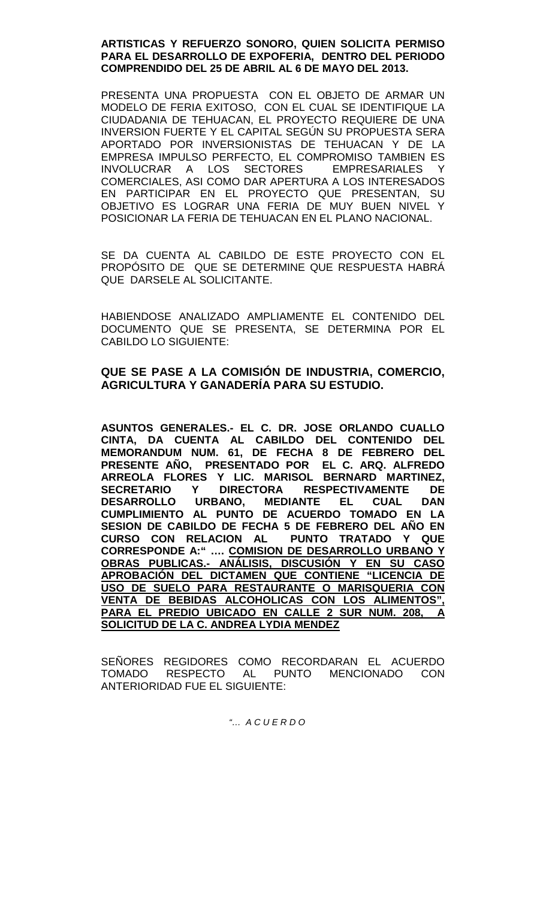**ARTISTICAS Y REFUERZO SONORO, QUIEN SOLICITA PERMISO PARA EL DESARROLLO DE EXPOFERIA, DENTRO DEL PERIODO COMPRENDIDO DEL 25 DE ABRIL AL 6 DE MAYO DEL 2013.**

PRESENTA UNA PROPUESTA CON EL OBJETO DE ARMAR UN MODELO DE FERIA EXITOSO, CON EL CUAL SE IDENTIFIQUE LA CIUDADANIA DE TEHUACAN, EL PROYECTO REQUIERE DE UNA INVERSION FUERTE Y EL CAPITAL SEGÚN SU PROPUESTA SERA APORTADO POR INVERSIONISTAS DE TEHUACAN Y DE LA EMPRESA IMPULSO PERFECTO, EL COMPROMISO TAMBIEN ES INVOLUCRAR A LOS SECTORES EMPRESARIALES Y COMERCIALES, ASI COMO DAR APERTURA A LOS INTERESADOS EN PARTICIPAR EN EL PROYECTO QUE PRESENTAN, SU OBJETIVO ES LOGRAR UNA FERIA DE MUY BUEN NIVEL Y POSICIONAR LA FERIA DE TEHUACAN EN EL PLANO NACIONAL.

SE DA CUENTA AL CABILDO DE ESTE PROYECTO CON EL PROPÓSITO DE QUE SE DETERMINE QUE RESPUESTA HABRÁ QUE DARSELE AL SOLICITANTE.

HABIENDOSE ANALIZADO AMPLIAMENTE EL CONTENIDO DEL DOCUMENTO QUE SE PRESENTA, SE DETERMINA POR EL CABILDO LO SIGUIENTE:

**QUE SE PASE A LA COMISIÓN DE INDUSTRIA, COMERCIO, AGRICULTURA Y GANADERÍA PARA SU ESTUDIO.**

**ASUNTOS GENERALES.- EL C. DR. JOSE ORLANDO CUALLO CINTA, DA CUENTA AL CABILDO DEL CONTENIDO DEL MEMORANDUM NUM. 61, DE FECHA 8 DE FEBRERO DEL PRESENTE AÑO, PRESENTADO POR EL C. ARQ. ALFREDO ARREOLA FLORES Y LIC. MARISOL BERNARD MARTINEZ, SECRETARIO Y DIRECTORA RESPECTIVAMENTE DE DESARROLLO URBANO, MEDIANTE EL CUAL DAN CUMPLIMIENTO AL PUNTO DE ACUERDO TOMADO EN LA SESION DE CABILDO DE FECHA 5 DE FEBRERO DEL AÑO EN CURSO CON RELACION AL PUNTO TRATADO Y QUE CORRESPONDE A:" …. <u>COMISION DE DESARROLLO URBANO Y OBRAS PUBLICAS.- ANÁLISIS, DISCUSIÓN Y EN SU CASO APROBACIÓN DEL DICTAMEN QUE CONTIENE "LICENCIA DE USO DE SUELO PARA RESTAURANTE O MARISQUERIA CON VENTA DE BEBIDAS ALCOHOLICAS CON LOS ALIMENTOS", PARA EL PREDIO UBICADO EN CALLE 2 SUR NUM. 208, A SOLICITUD DE LA C. ANDREA LYDIA MENDEZ</u>**

SEÑORES REGIDORES COMO RECORDARAN EL ACUERDO TOMADO RESPECTO AL PUNTO MENCIONADO CON ANTERIORIDAD FUE EL SIGUIENTE:

*"… A C U E R D O*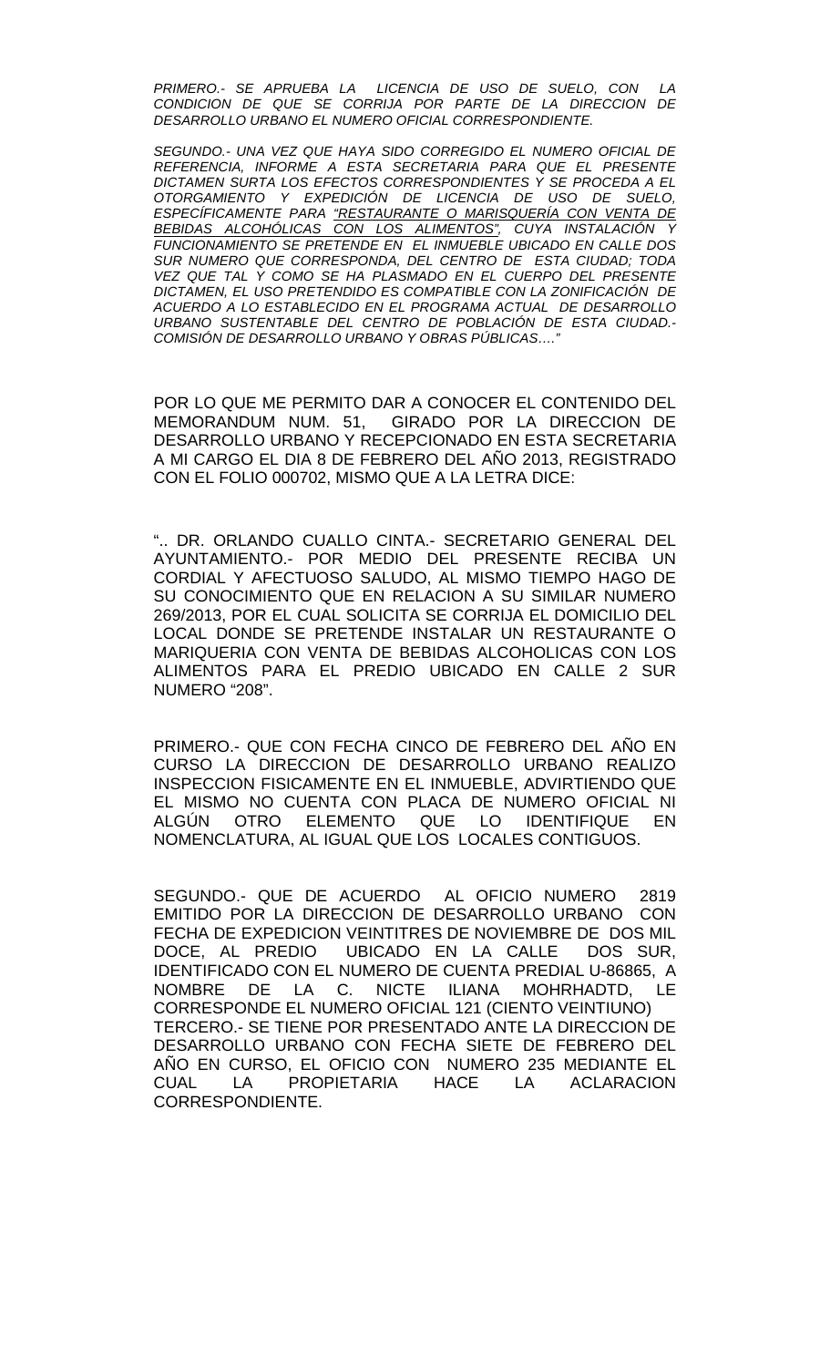*PRIMERO.- SE APRUEBA LA LICENCIA DE USO DE SUELO, CON LA CONDICION DE QUE SE CORRIJA POR PARTE DE LA DIRECCION DE DESARROLLO URBANO EL NUMERO OFICIAL CORRESPONDIENTE.*

*SEGUNDO.- UNA VEZ QUE HAYA SIDO CORREGIDO EL NUMERO OFICIAL DE REFERENCIA, INFORME A ESTA SECRETARIA PARA QUE EL PRESENTE DICTAMEN SURTA LOS EFECTOS CORRESPONDIENTES Y SE PROCEDA A EL OTORGAMIENTO Y EXPEDICIÓN DE LICENCIA DE USO DE SUELO, ESPECÍFICAMENTE PARA <u>"RESTAURANTE O MARISQUERÍA CON VENTA DE BEBIDAS ALCOHÓLICAS CON LOS ALIMENTOS"</u>, CUYA INSTALACIÓN Y FUNCIONAMIENTO SE PRETENDE EN EL INMUEBLE UBICADO EN CALLE DOS SUR NUMERO QUE CORRESPONDA, DEL CENTRO DE ESTA CIUDAD; TODA VEZ QUE TAL Y COMO SE HA PLASMADO EN EL CUERPO DEL PRESENTE DICTAMEN, EL USO PRETENDIDO ES COMPATIBLE CON LA ZONIFICACIÓN DE ACUERDO A LO ESTABLECIDO EN EL PROGRAMA ACTUAL DE DESARROLLO URBANO SUSTENTABLE DEL CENTRO DE POBLACIÓN DE ESTA CIUDAD.- COMISIÓN DE DESARROLLO URBANO Y OBRAS PÚBLICAS…."*

POR LO QUE ME PERMITO DAR A CONOCER EL CONTENIDO DEL MEMORANDUM NUM. 51, GIRADO POR LA DIRECCION DE DESARROLLO URBANO Y RECEPCIONADO EN ESTA SECRETARIA A MI CARGO EL DIA 8 DE FEBRERO DEL AÑO 2013, REGISTRADO CON EL FOLIO 000702, MISMO QUE A LA LETRA DICE:

".. DR. ORLANDO CUALLO CINTA.- SECRETARIO GENERAL DEL AYUNTAMIENTO.- POR MEDIO DEL PRESENTE RECIBA UN CORDIAL Y AFECTUOSO SALUDO, AL MISMO TIEMPO HAGO DE SU CONOCIMIENTO QUE EN RELACION A SU SIMILAR NUMERO 269/2013, POR EL CUAL SOLICITA SE CORRIJA EL DOMICILIO DEL LOCAL DONDE SE PRETENDE INSTALAR UN RESTAURANTE O MARIQUERIA CON VENTA DE BEBIDAS ALCOHOLICAS CON LOS ALIMENTOS PARA EL PREDIO UBICADO EN CALLE 2 SUR NUMERO "208".

PRIMERO.- QUE CON FECHA CINCO DE FEBRERO DEL AÑO EN CURSO LA DIRECCION DE DESARROLLO URBANO REALIZO INSPECCION FISICAMENTE EN EL INMUEBLE, ADVIRTIENDO QUE EL MISMO NO CUENTA CON PLACA DE NUMERO OFICIAL NI ALGÚN OTRO ELEMENTO QUE LO IDENTIFIQUE EN NOMENCLATURA, AL IGUAL QUE LOS LOCALES CONTIGUOS.

SEGUNDO.- QUE DE ACUERDO AL OFICIO NUMERO 2819 EMITIDO POR LA DIRECCION DE DESARROLLO URBANO CON FECHA DE EXPEDICION VEINTITRES DE NOVIEMBRE DE DOS MIL DOCE, AL PREDIO UBICADO EN LA CALLE DOS SUR, IDENTIFICADO CON EL NUMERO DE CUENTA PREDIAL U-86865, A NOMBRE DE LA C. NICTE ILIANA MOHRHADTD, LE CORRESPONDE EL NUMERO OFICIAL 121 (CIENTO VEINTIUNO)
TERCERO.- SE TIENE POR PRESENTADO ANTE LA DIRECCION DE DESARROLLO URBANO CON FECHA SIETE DE FEBRERO DEL AÑO EN CURSO, EL OFICIO CON NUMERO 235 MEDIANTE EL CUAL LA PROPIETARIA HACE LA ACLARACION CORRESPONDIENTE.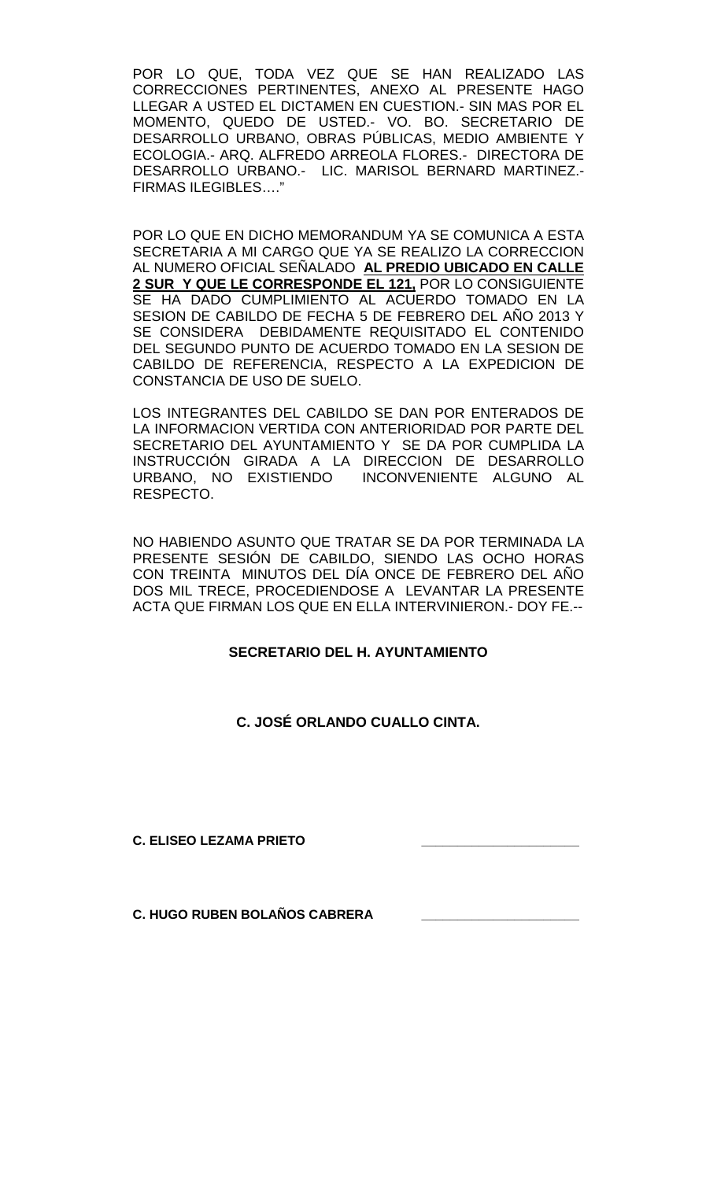POR LO QUE, TODA VEZ QUE SE HAN REALIZADO LAS CORRECCIONES PERTINENTES, ANEXO AL PRESENTE HAGO LLEGAR A USTED EL DICTAMEN EN CUESTION.- SIN MAS POR EL MOMENTO, QUEDO DE USTED.- VO. BO. SECRETARIO DE DESARROLLO URBANO, OBRAS PÚBLICAS, MEDIO AMBIENTE Y ECOLOGIA.- ARQ. ALFREDO ARREOLA FLORES.- DIRECTORA DE DESARROLLO URBANO.- LIC. MARISOL BERNARD MARTINEZ.- FIRMAS ILEGIBLES…."

POR LO QUE EN DICHO MEMORANDUM YA SE COMUNICA A ESTA SECRETARIA A MI CARGO QUE YA SE REALIZO LA CORRECCION AL NUMERO OFICIAL SEÑALADO **AL PREDIO UBICADO EN CALLE 2 SUR Y QUE LE CORRESPONDE EL 121,** POR LO CONSIGUIENTE SE HA DADO CUMPLIMIENTO AL ACUERDO TOMADO EN LA SESION DE CABILDO DE FECHA 5 DE FEBRERO DEL AÑO 2013 Y SE CONSIDERA DEBIDAMENTE REQUISITADO EL CONTENIDO DEL SEGUNDO PUNTO DE ACUERDO TOMADO EN LA SESION DE CABILDO DE REFERENCIA, RESPECTO A LA EXPEDICION DE CONSTANCIA DE USO DE SUELO.

LOS INTEGRANTES DEL CABILDO SE DAN POR ENTERADOS DE LA INFORMACION VERTIDA CON ANTERIORIDAD POR PARTE DEL SECRETARIO DEL AYUNTAMIENTO Y SE DA POR CUMPLIDA LA INSTRUCCIÓN GIRADA A LA DIRECCION DE DESARROLLO URBANO, NO EXISTIENDO INCONVENIENTE ALGUNO AL RESPECTO.

NO HABIENDO ASUNTO QUE TRATAR SE DA POR TERMINADA LA PRESENTE SESIÓN DE CABILDO, SIENDO LAS OCHO HORAS CON TREINTA MINUTOS DEL DÍA ONCE DE FEBRERO DEL AÑO DOS MIL TRECE, PROCEDIENDOSE A LEVANTAR LA PRESENTE ACTA QUE FIRMAN LOS QUE EN ELLA INTERVINIERON.- DOY FE.--

**SECRETARIO DEL H. AYUNTAMIENTO**

**C. JOSÉ ORLANDO CUALLO CINTA.**

**C. ELISEO LEZAMA PRIETO** \_\_\_\_\_\_\_\_\_\_\_\_\_\_\_\_\_\_\_\_\_\_

**C. HUGO RUBEN BOLAÑOS CABRERA** \_\_\_\_\_\_\_\_\_\_\_\_\_\_\_\_\_\_\_\_\_\_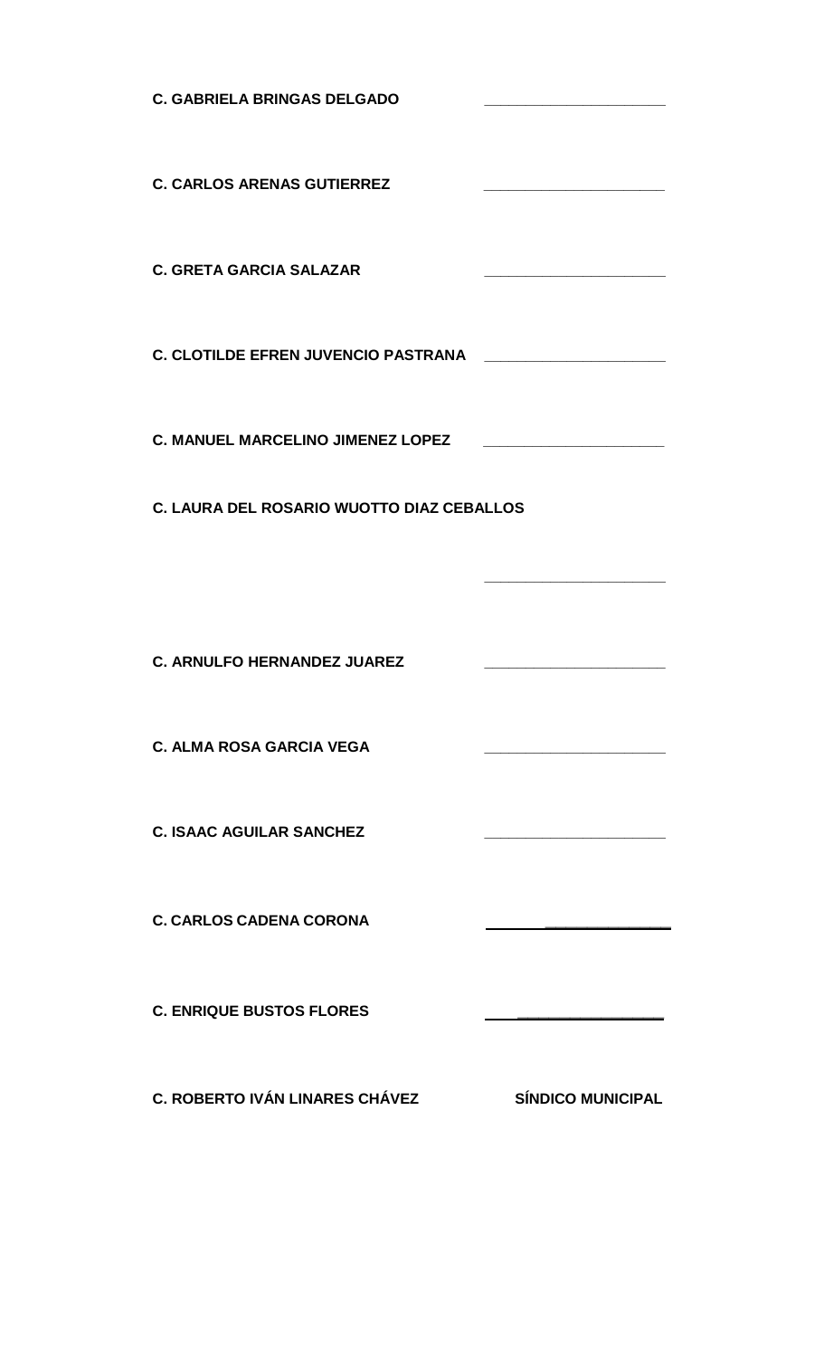**C. GABRIELA BRINGAS DELGADO** ______________________

**C. CARLOS ARENAS GUTIERREZ** ______________________

**C. GRETA GARCIA SALAZAR** ______________________

**C. CLOTILDE EFREN JUVENCIO PASTRANA** ______________________

**C. MANUEL MARCELINO JIMENEZ LOPEZ** ______________________

**C. LAURA DEL ROSARIO WUOTTO DIAZ CEBALLOS**

______________________

**C. ARNULFO HERNANDEZ JUAREZ** ______________________

**C. ALMA ROSA GARCIA VEGA** ______________________

**C. ISAAC AGUILAR SANCHEZ** ______________________

**C. CARLOS CADENA CORONA** ______________________

**C. ENRIQUE BUSTOS FLORES** ______________________

**C. ROBERTO IVÁN LINARES CHÁVEZ** **SÍNDICO MUNICIPAL**